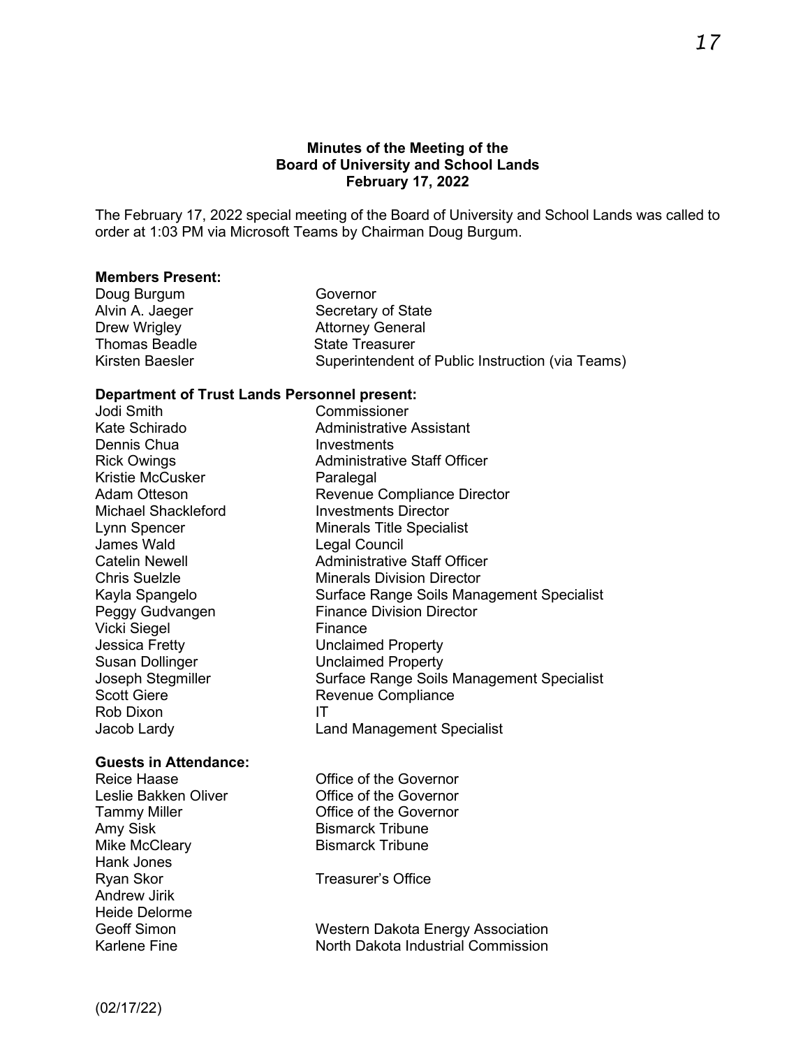**Minutes of the Meeting of the**
**Board of University and School Lands**
**February 17, 2022**

The February 17, 2022 special meeting of the Board of University and School Lands was called to order at 1:03 PM via Microsoft Teams by Chairman Doug Burgum.

**Members Present:**

| | |
|---|---|
| Doug Burgum | Governor |
| Alvin A. Jaeger | Secretary of State |
| Drew Wrigley | Attorney General |
| Thomas Beadle | State Treasurer |
| Kirsten Baesler | Superintendent of Public Instruction (via Teams) |

**Department of Trust Lands Personnel present:**

| | |
|---|---|
| Jodi Smith | Commissioner |
| Kate Schirado | Administrative Assistant |
| Dennis Chua | Investments |
| Rick Owings | Administrative Staff Officer |
| Kristie McCusker | Paralegal |
| Adam Otteson | Revenue Compliance Director |
| Michael Shackleford | Investments Director |
| Lynn Spencer | Minerals Title Specialist |
| James Wald | Legal Council |
| Catelin Newell | Administrative Staff Officer |
| Chris Suelzle | Minerals Division Director |
| Kayla Spangelo | Surface Range Soils Management Specialist |
| Peggy Gudvangen | Finance Division Director |
| Vicki Siegel | Finance |
| Jessica Fretty | Unclaimed Property |
| Susan Dollinger | Unclaimed Property |
| Joseph Stegmiller | Surface Range Soils Management Specialist |
| Scott Giere | Revenue Compliance |
| Rob Dixon | IT |
| Jacob Lardy | Land Management Specialist |

**Guests in Attendance:**

| | |
|---|---|
| Reice Haase | Office of the Governor |
| Leslie Bakken Oliver | Office of the Governor |
| Tammy Miller | Office of the Governor |
| Amy Sisk | Bismarck Tribune |
| Mike McCleary | Bismarck Tribune |
| Hank Jones | |
| Ryan Skor | Treasurer's Office |
| Andrew Jirik | |
| Heide Delorme | |
| Geoff Simon | Western Dakota Energy Association |
| Karlene Fine | North Dakota Industrial Commission |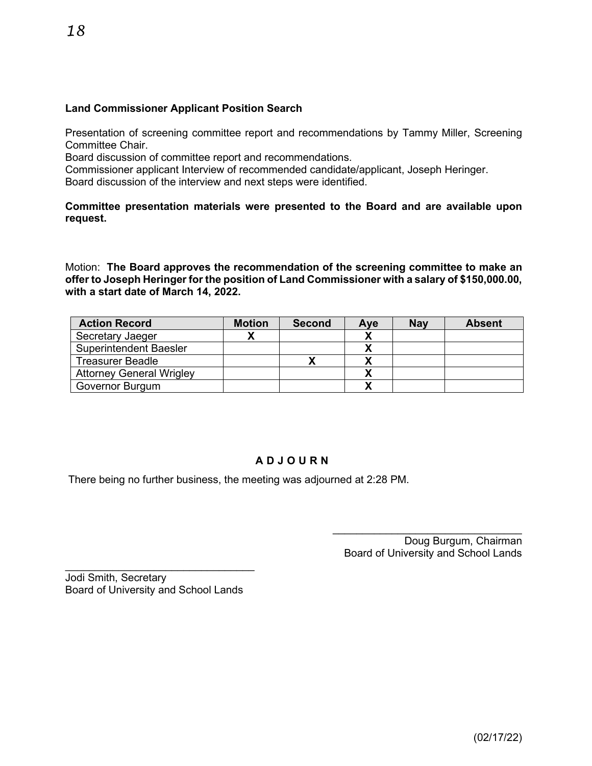**Land Commissioner Applicant Position Search**

Presentation of screening committee report and recommendations by Tammy Miller, Screening Committee Chair.
Board discussion of committee report and recommendations.
Commissioner applicant Interview of recommended candidate/applicant, Joseph Heringer.
Board discussion of the interview and next steps were identified.

**Committee presentation materials were presented to the Board and are available upon request.**

Motion: **The Board approves the recommendation of the screening committee to make an offer to Joseph Heringer for the position of Land Commissioner with a salary of $150,000.00, with a start date of March 14, 2022.**

| Action Record | Motion | Second | Aye | Nay | Absent |
|---|---|---|---|---|---|
| Secretary Jaeger | X | | X | | |
| Superintendent Baesler | | | X | | |
| Treasurer Beadle | | X | X | | |
| Attorney General Wrigley | | | X | | |
| Governor Burgum | | | X | | |

**A D J O U R N**

There being no further business, the meeting was adjourned at 2:28 PM.

\_\_\_\_\_\_\_\_\_\_\_\_\_\_\_\_\_\_\_\_\_\_\_\_\_\_\_\_\_\_\_\_
Doug Burgum, Chairman
Board of University and School Lands

\_\_\_\_\_\_\_\_\_\_\_\_\_\_\_\_\_\_\_\_\_\_\_\_\_\_\_\_\_\_\_\_
Jodi Smith, Secretary
Board of University and School Lands